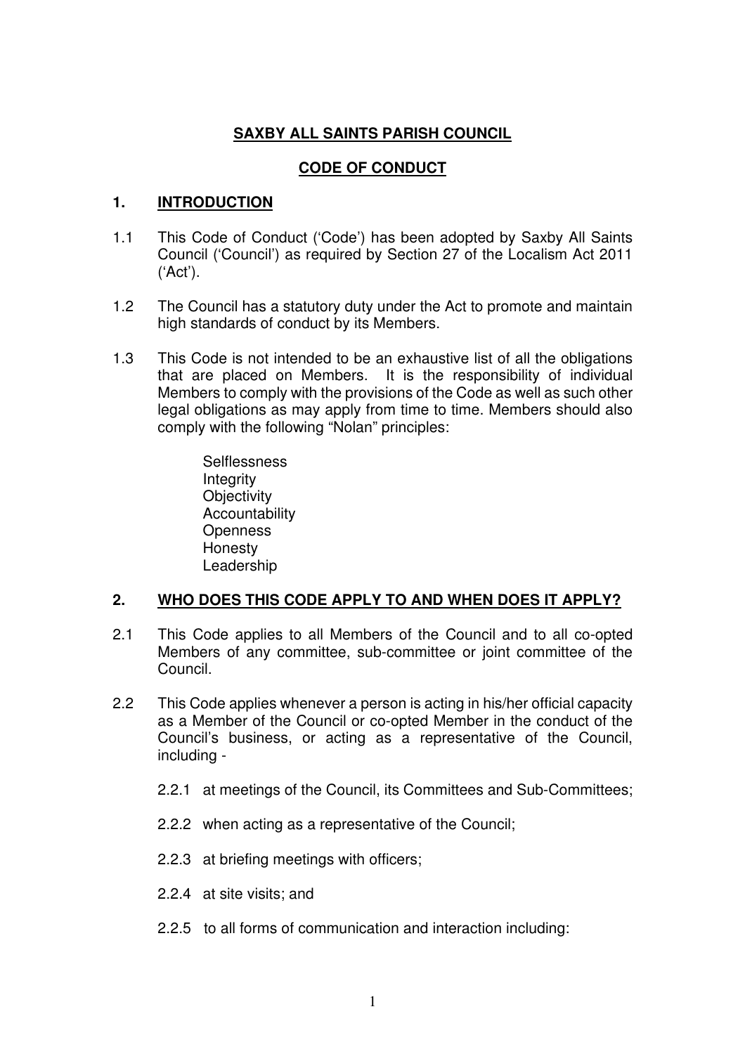# SAXBY ALL SAINTS PARISH COUNCIL

## CODE OF CONDUCT

## 1. INTRODUCTION

1.1 This Code of Conduct ('Code') has been adopted by Saxby All Saints Council ('Council') as required by Section 27 of the Localism Act 2011 ('Act').

1.2 The Council has a statutory duty under the Act to promote and maintain high standards of conduct by its Members.

1.3 This Code is not intended to be an exhaustive list of all the obligations that are placed on Members. It is the responsibility of individual Members to comply with the provisions of the Code as well as such other legal obligations as may apply from time to time. Members should also comply with the following "Nolan" principles:

Selflessness
Integrity
Objectivity
Accountability
Openness
Honesty
Leadership

## 2. WHO DOES THIS CODE APPLY TO AND WHEN DOES IT APPLY?

2.1 This Code applies to all Members of the Council and to all co-opted Members of any committee, sub-committee or joint committee of the Council.

2.2 This Code applies whenever a person is acting in his/her official capacity as a Member of the Council or co-opted Member in the conduct of the Council's business, or acting as a representative of the Council, including -

2.2.1 at meetings of the Council, its Committees and Sub-Committees;

2.2.2 when acting as a representative of the Council;

2.2.3 at briefing meetings with officers;

2.2.4 at site visits; and

2.2.5 to all forms of communication and interaction including: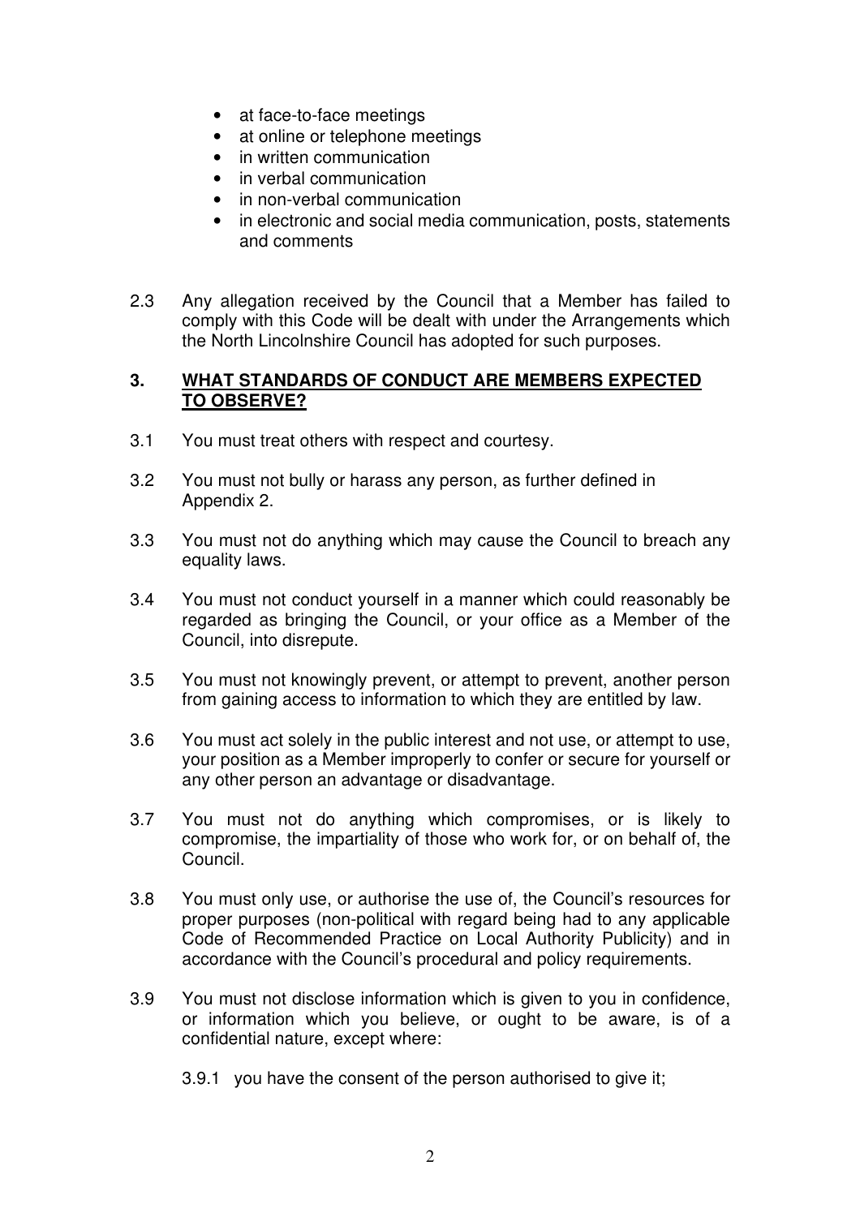- at face-to-face meetings
- at online or telephone meetings
- in written communication
- in verbal communication
- in non-verbal communication
- in electronic and social media communication, posts, statements and comments

2.3 Any allegation received by the Council that a Member has failed to comply with this Code will be dealt with under the Arrangements which the North Lincolnshire Council has adopted for such purposes.

## 3. WHAT STANDARDS OF CONDUCT ARE MEMBERS EXPECTED TO OBSERVE?

3.1 You must treat others with respect and courtesy.

3.2 You must not bully or harass any person, as further defined in Appendix 2.

3.3 You must not do anything which may cause the Council to breach any equality laws.

3.4 You must not conduct yourself in a manner which could reasonably be regarded as bringing the Council, or your office as a Member of the Council, into disrepute.

3.5 You must not knowingly prevent, or attempt to prevent, another person from gaining access to information to which they are entitled by law.

3.6 You must act solely in the public interest and not use, or attempt to use, your position as a Member improperly to confer or secure for yourself or any other person an advantage or disadvantage.

3.7 You must not do anything which compromises, or is likely to compromise, the impartiality of those who work for, or on behalf of, the Council.

3.8 You must only use, or authorise the use of, the Council's resources for proper purposes (non-political with regard being had to any applicable Code of Recommended Practice on Local Authority Publicity) and in accordance with the Council's procedural and policy requirements.

3.9 You must not disclose information which is given to you in confidence, or information which you believe, or ought to be aware, is of a confidential nature, except where:

3.9.1 you have the consent of the person authorised to give it;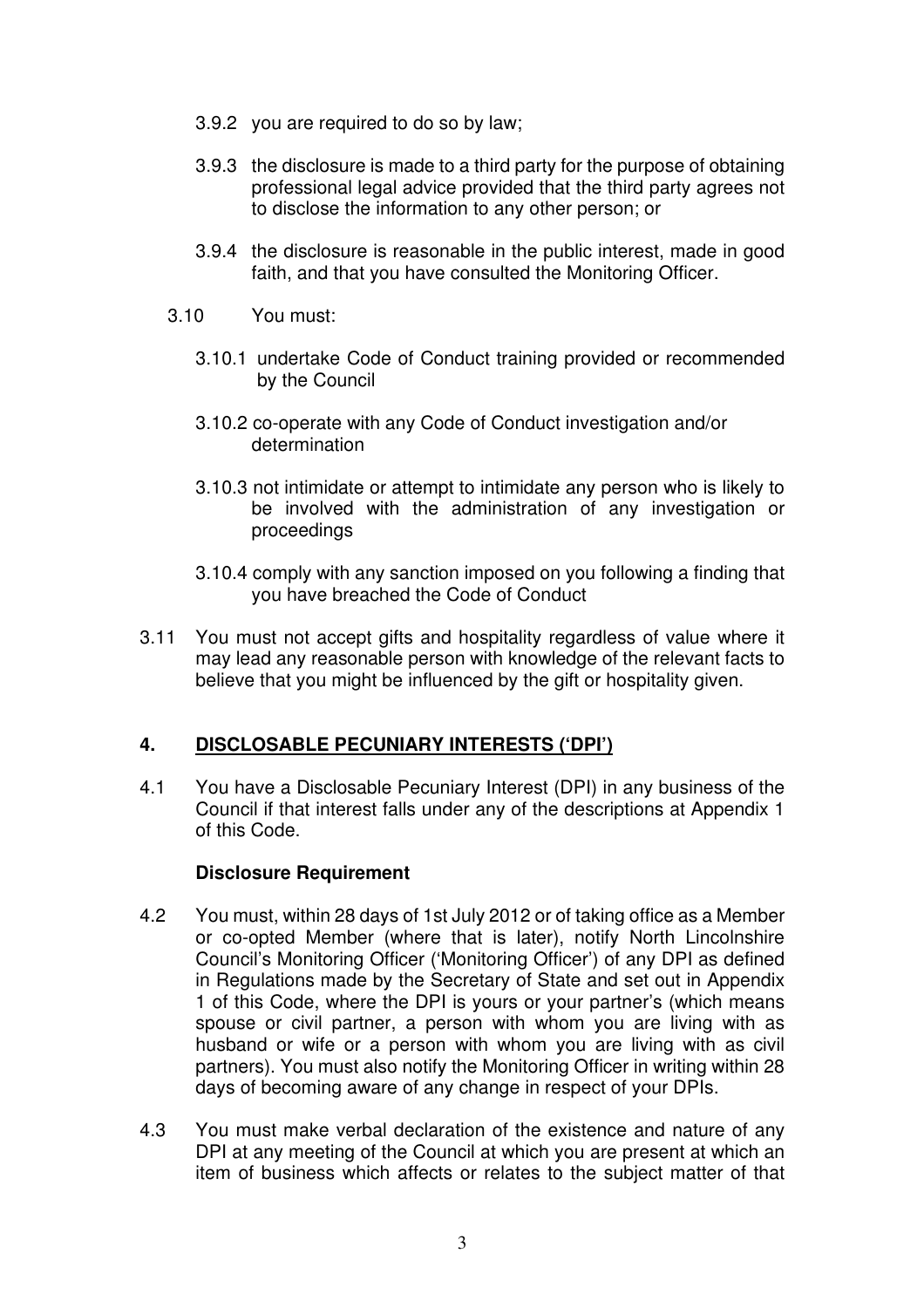3.9.2 you are required to do so by law;

3.9.3 the disclosure is made to a third party for the purpose of obtaining professional legal advice provided that the third party agrees not to disclose the information to any other person; or

3.9.4 the disclosure is reasonable in the public interest, made in good faith, and that you have consulted the Monitoring Officer.

3.10 You must:

3.10.1 undertake Code of Conduct training provided or recommended by the Council

3.10.2 co-operate with any Code of Conduct investigation and/or determination

3.10.3 not intimidate or attempt to intimidate any person who is likely to be involved with the administration of any investigation or proceedings

3.10.4 comply with any sanction imposed on you following a finding that you have breached the Code of Conduct

3.11 You must not accept gifts and hospitality regardless of value where it may lead any reasonable person with knowledge of the relevant facts to believe that you might be influenced by the gift or hospitality given.

## 4. DISCLOSABLE PECUNIARY INTERESTS ('DPI')

4.1 You have a Disclosable Pecuniary Interest (DPI) in any business of the Council if that interest falls under any of the descriptions at Appendix 1 of this Code.

**Disclosure Requirement**

4.2 You must, within 28 days of 1st July 2012 or of taking office as a Member or co-opted Member (where that is later), notify North Lincolnshire Council's Monitoring Officer ('Monitoring Officer') of any DPI as defined in Regulations made by the Secretary of State and set out in Appendix 1 of this Code, where the DPI is yours or your partner's (which means spouse or civil partner, a person with whom you are living with as husband or wife or a person with whom you are living with as civil partners). You must also notify the Monitoring Officer in writing within 28 days of becoming aware of any change in respect of your DPIs.

4.3 You must make verbal declaration of the existence and nature of any DPI at any meeting of the Council at which you are present at which an item of business which affects or relates to the subject matter of that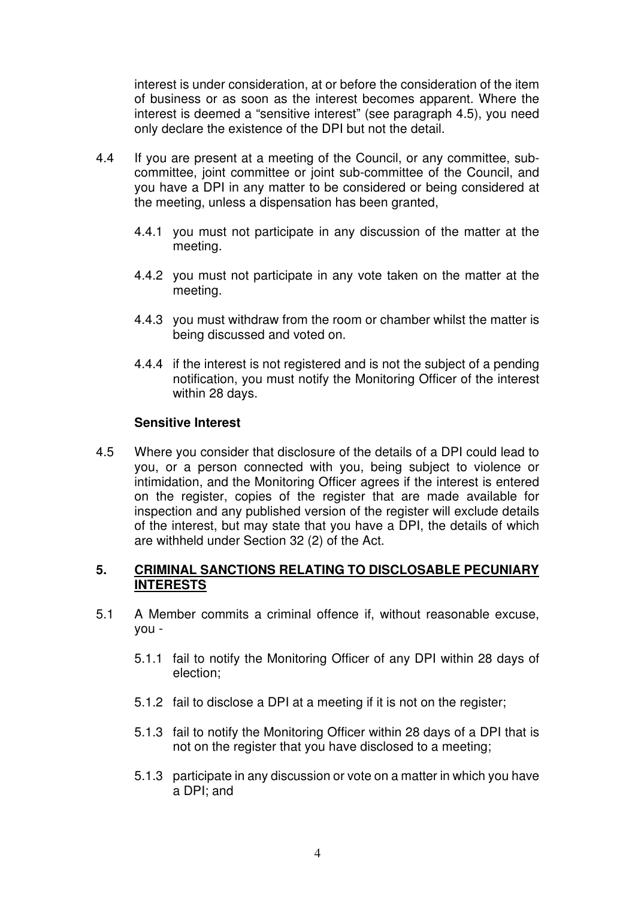interest is under consideration, at or before the consideration of the item of business or as soon as the interest becomes apparent. Where the interest is deemed a "sensitive interest" (see paragraph 4.5), you need only declare the existence of the DPI but not the detail.

4.4 If you are present at a meeting of the Council, or any committee, sub-committee, joint committee or joint sub-committee of the Council, and you have a DPI in any matter to be considered or being considered at the meeting, unless a dispensation has been granted,

4.4.1 you must not participate in any discussion of the matter at the meeting.

4.4.2 you must not participate in any vote taken on the matter at the meeting.

4.4.3 you must withdraw from the room or chamber whilst the matter is being discussed and voted on.

4.4.4 if the interest is not registered and is not the subject of a pending notification, you must notify the Monitoring Officer of the interest within 28 days.

**Sensitive Interest**

4.5 Where you consider that disclosure of the details of a DPI could lead to you, or a person connected with you, being subject to violence or intimidation, and the Monitoring Officer agrees if the interest is entered on the register, copies of the register that are made available for inspection and any published version of the register will exclude details of the interest, but may state that you have a DPI, the details of which are withheld under Section 32 (2) of the Act.

## 5. CRIMINAL SANCTIONS RELATING TO DISCLOSABLE PECUNIARY INTERESTS

5.1 A Member commits a criminal offence if, without reasonable excuse, you -

5.1.1 fail to notify the Monitoring Officer of any DPI within 28 days of election;

5.1.2 fail to disclose a DPI at a meeting if it is not on the register;

5.1.3 fail to notify the Monitoring Officer within 28 days of a DPI that is not on the register that you have disclosed to a meeting;

5.1.3 participate in any discussion or vote on a matter in which you have a DPI; and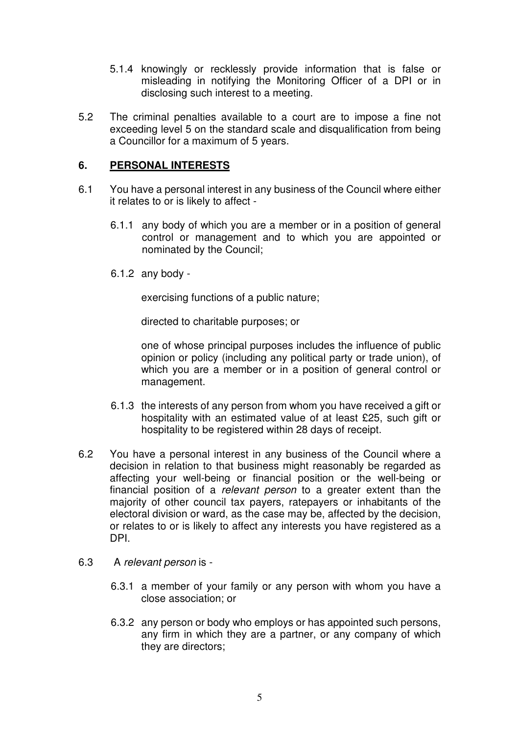5.1.4 knowingly or recklessly provide information that is false or misleading in notifying the Monitoring Officer of a DPI or in disclosing such interest to a meeting.

5.2 The criminal penalties available to a court are to impose a fine not exceeding level 5 on the standard scale and disqualification from being a Councillor for a maximum of 5 years.

## 6. PERSONAL INTERESTS

6.1 You have a personal interest in any business of the Council where either it relates to or is likely to affect -

6.1.1 any body of which you are a member or in a position of general control or management and to which you are appointed or nominated by the Council;

6.1.2 any body -

exercising functions of a public nature;

directed to charitable purposes; or

one of whose principal purposes includes the influence of public opinion or policy (including any political party or trade union), of which you are a member or in a position of general control or management.

6.1.3 the interests of any person from whom you have received a gift or hospitality with an estimated value of at least £25, such gift or hospitality to be registered within 28 days of receipt.

6.2 You have a personal interest in any business of the Council where a decision in relation to that business might reasonably be regarded as affecting your well-being or financial position or the well-being or financial position of a *relevant person* to a greater extent than the majority of other council tax payers, ratepayers or inhabitants of the electoral division or ward, as the case may be, affected by the decision, or relates to or is likely to affect any interests you have registered as a DPI.

6.3 A *relevant person* is -

6.3.1 a member of your family or any person with whom you have a close association; or

6.3.2 any person or body who employs or has appointed such persons, any firm in which they are a partner, or any company of which they are directors;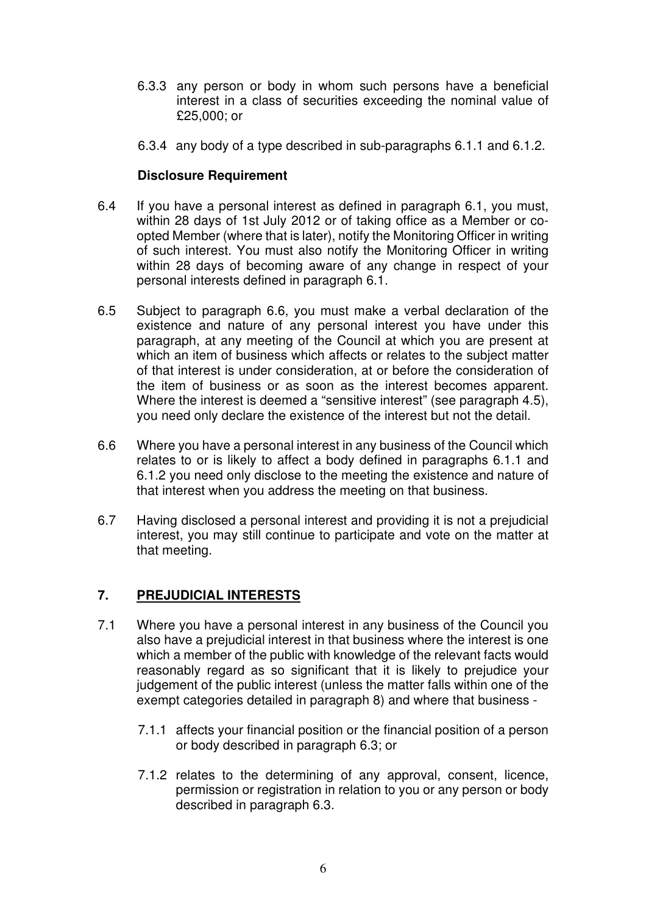6.3.3 any person or body in whom such persons have a beneficial interest in a class of securities exceeding the nominal value of £25,000; or

6.3.4 any body of a type described in sub-paragraphs 6.1.1 and 6.1.2.

**Disclosure Requirement**

6.4 If you have a personal interest as defined in paragraph 6.1, you must, within 28 days of 1st July 2012 or of taking office as a Member or co-opted Member (where that is later), notify the Monitoring Officer in writing of such interest. You must also notify the Monitoring Officer in writing within 28 days of becoming aware of any change in respect of your personal interests defined in paragraph 6.1.

6.5 Subject to paragraph 6.6, you must make a verbal declaration of the existence and nature of any personal interest you have under this paragraph, at any meeting of the Council at which you are present at which an item of business which affects or relates to the subject matter of that interest is under consideration, at or before the consideration of the item of business or as soon as the interest becomes apparent. Where the interest is deemed a "sensitive interest" (see paragraph 4.5), you need only declare the existence of the interest but not the detail.

6.6 Where you have a personal interest in any business of the Council which relates to or is likely to affect a body defined in paragraphs 6.1.1 and 6.1.2 you need only disclose to the meeting the existence and nature of that interest when you address the meeting on that business.

6.7 Having disclosed a personal interest and providing it is not a prejudicial interest, you may still continue to participate and vote on the matter at that meeting.

## 7. PREJUDICIAL INTERESTS

7.1 Where you have a personal interest in any business of the Council you also have a prejudicial interest in that business where the interest is one which a member of the public with knowledge of the relevant facts would reasonably regard as so significant that it is likely to prejudice your judgement of the public interest (unless the matter falls within one of the exempt categories detailed in paragraph 8) and where that business -

7.1.1 affects your financial position or the financial position of a person or body described in paragraph 6.3; or

7.1.2 relates to the determining of any approval, consent, licence, permission or registration in relation to you or any person or body described in paragraph 6.3.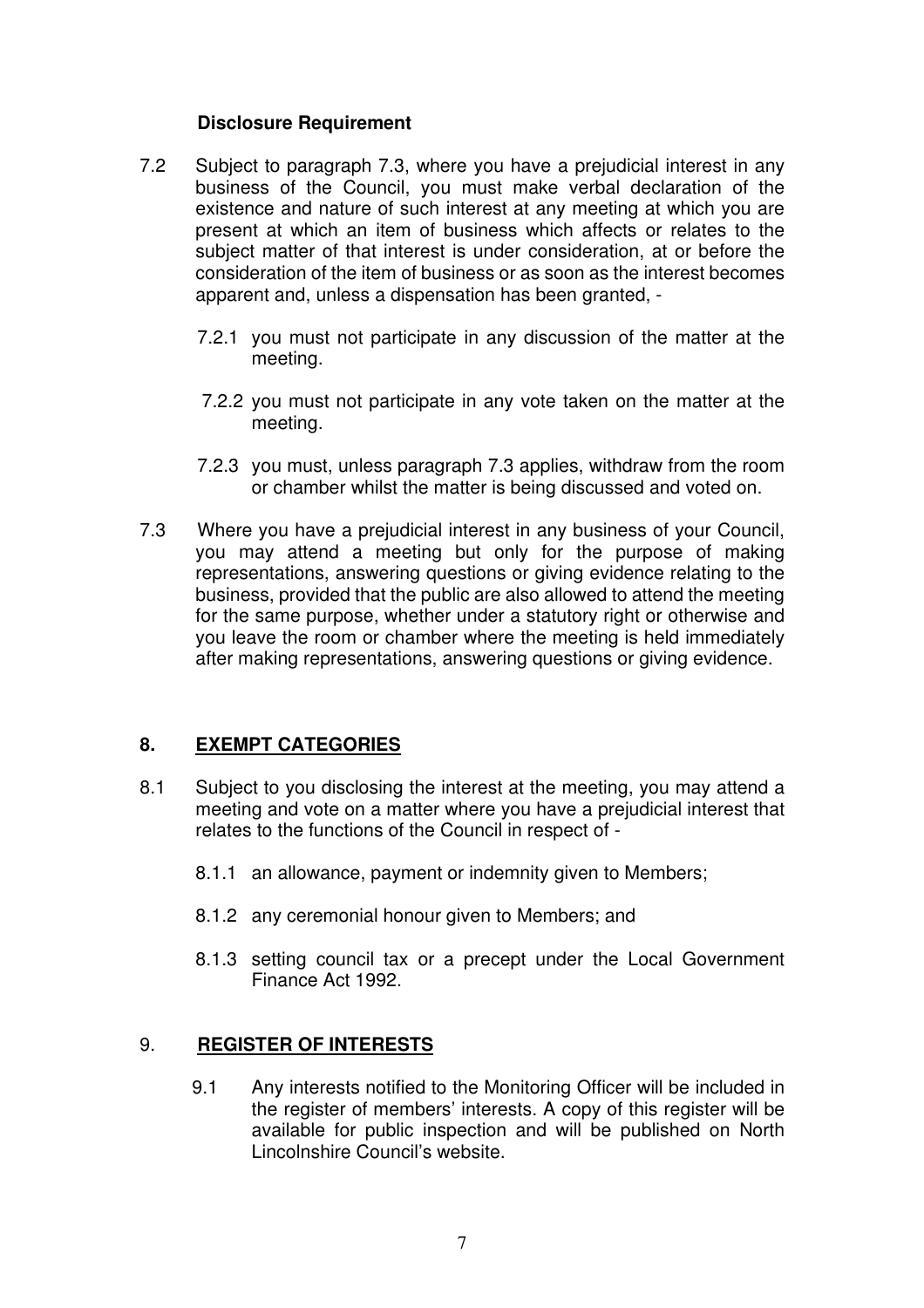**Disclosure Requirement**

7.2 Subject to paragraph 7.3, where you have a prejudicial interest in any business of the Council, you must make verbal declaration of the existence and nature of such interest at any meeting at which you are present at which an item of business which affects or relates to the subject matter of that interest is under consideration, at or before the consideration of the item of business or as soon as the interest becomes apparent and, unless a dispensation has been granted, -

7.2.1 you must not participate in any discussion of the matter at the meeting.

7.2.2 you must not participate in any vote taken on the matter at the meeting.

7.2.3 you must, unless paragraph 7.3 applies, withdraw from the room or chamber whilst the matter is being discussed and voted on.

7.3 Where you have a prejudicial interest in any business of your Council, you may attend a meeting but only for the purpose of making representations, answering questions or giving evidence relating to the business, provided that the public are also allowed to attend the meeting for the same purpose, whether under a statutory right or otherwise and you leave the room or chamber where the meeting is held immediately after making representations, answering questions or giving evidence.

## 8. EXEMPT CATEGORIES

8.1 Subject to you disclosing the interest at the meeting, you may attend a meeting and vote on a matter where you have a prejudicial interest that relates to the functions of the Council in respect of -

8.1.1 an allowance, payment or indemnity given to Members;

8.1.2 any ceremonial honour given to Members; and

8.1.3 setting council tax or a precept under the Local Government Finance Act 1992.

## 9. REGISTER OF INTERESTS

9.1 Any interests notified to the Monitoring Officer will be included in the register of members' interests. A copy of this register will be available for public inspection and will be published on North Lincolnshire Council's website.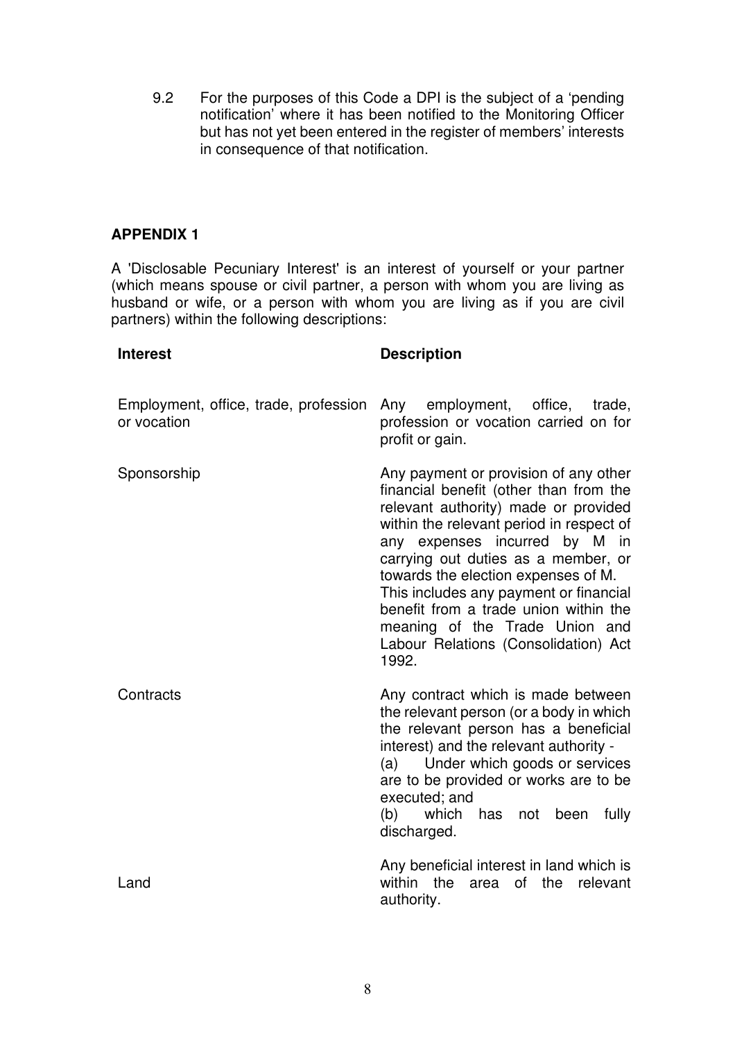9.2 For the purposes of this Code a DPI is the subject of a 'pending notification' where it has been notified to the Monitoring Officer but has not yet been entered in the register of members' interests in consequence of that notification.

## APPENDIX 1

A 'Disclosable Pecuniary Interest' is an interest of yourself or your partner (which means spouse or civil partner, a person with whom you are living as husband or wife, or a person with whom you are living as if you are civil partners) within the following descriptions:

| Interest | Description |
|---|---|
| Employment, office, trade, profession or vocation | Any employment, office, trade, profession or vocation carried on for profit or gain. |
| Sponsorship | Any payment or provision of any other financial benefit (other than from the relevant authority) made or provided within the relevant period in respect of any expenses incurred by M in carrying out duties as a member, or towards the election expenses of M. This includes any payment or financial benefit from a trade union within the meaning of the Trade Union and Labour Relations (Consolidation) Act 1992. |
| Contracts | Any contract which is made between the relevant person (or a body in which the relevant person has a beneficial interest) and the relevant authority - (a) Under which goods or services are to be provided or works are to be executed; and (b) which has not been fully discharged. |
| Land | Any beneficial interest in land which is within the area of the relevant authority. |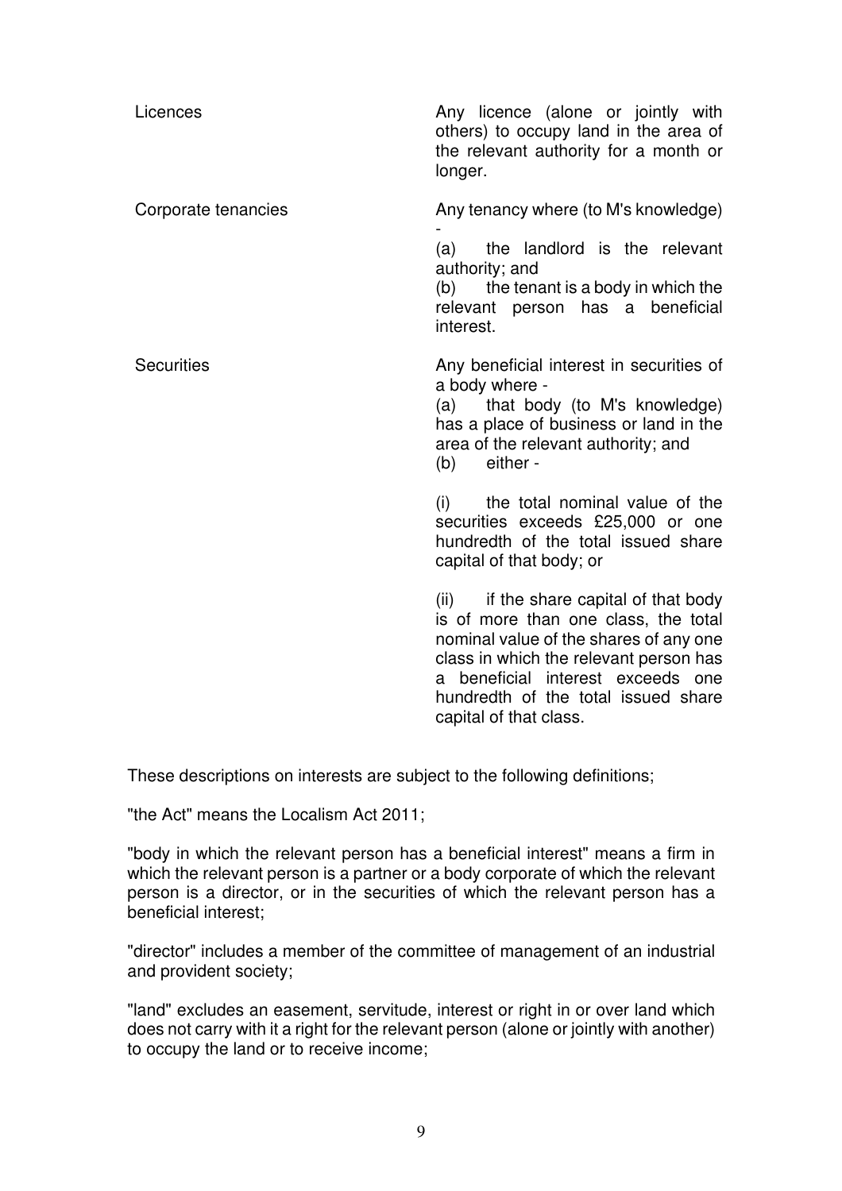| | |
|---|---|
| Licences | Any licence (alone or jointly with others) to occupy land in the area of the relevant authority for a month or longer. |
| Corporate tenancies | Any tenancy where (to M's knowledge) -<br>(a) the landlord is the relevant authority; and<br>(b) the tenant is a body in which the relevant person has a beneficial interest. |
| Securities | Any beneficial interest in securities of a body where -<br>(a) that body (to M's knowledge) has a place of business or land in the area of the relevant authority; and<br>(b) either -<br><br>(i) the total nominal value of the securities exceeds £25,000 or one hundredth of the total issued share capital of that body; or<br><br>(ii) if the share capital of that body is of more than one class, the total nominal value of the shares of any one class in which the relevant person has a beneficial interest exceeds one hundredth of the total issued share capital of that class. |

These descriptions on interests are subject to the following definitions;

"the Act" means the Localism Act 2011;

"body in which the relevant person has a beneficial interest" means a firm in which the relevant person is a partner or a body corporate of which the relevant person is a director, or in the securities of which the relevant person has a beneficial interest;

"director" includes a member of the committee of management of an industrial and provident society;

"land" excludes an easement, servitude, interest or right in or over land which does not carry with it a right for the relevant person (alone or jointly with another) to occupy the land or to receive income;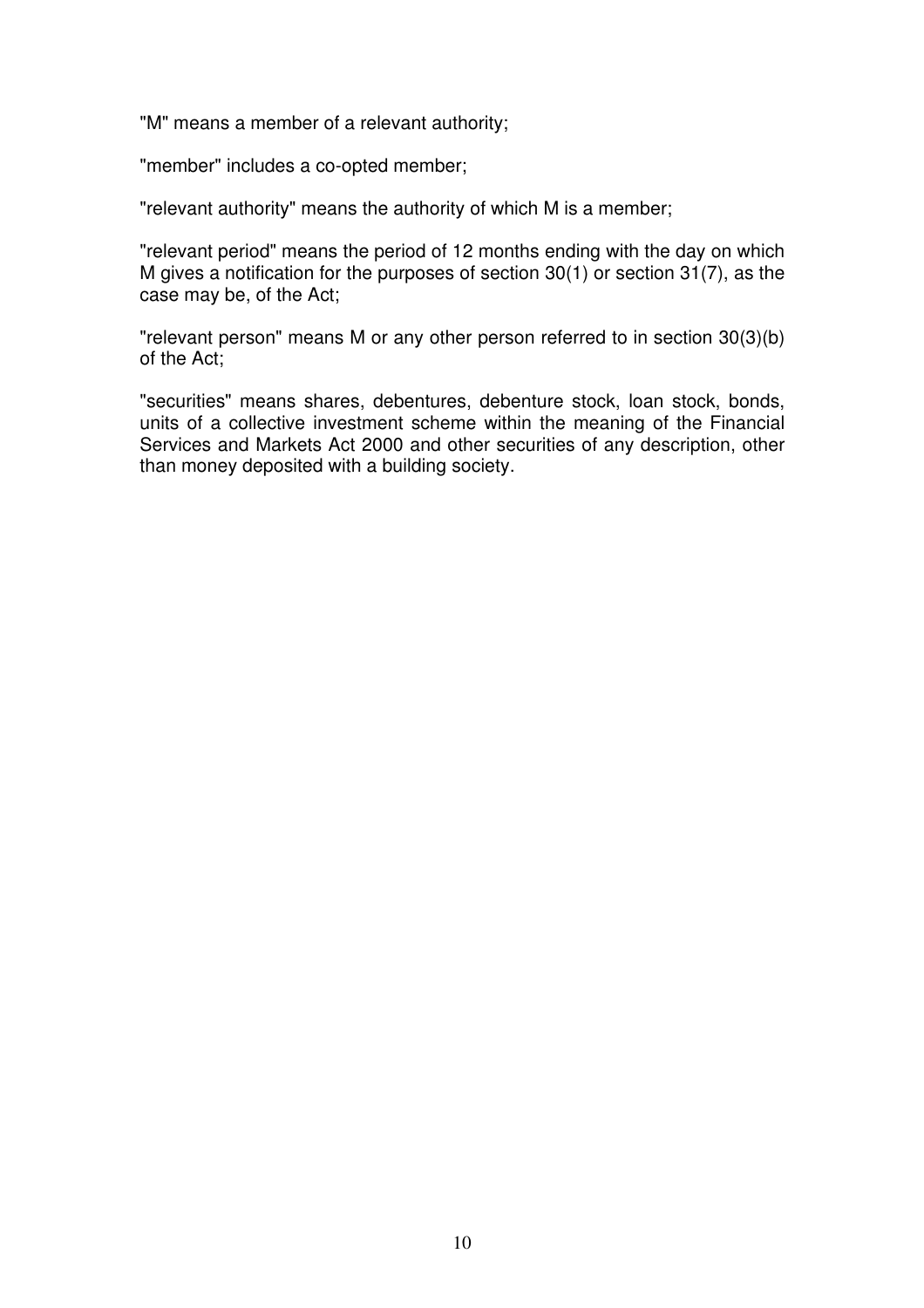"M" means a member of a relevant authority;

"member" includes a co-opted member;

"relevant authority" means the authority of which M is a member;

"relevant period" means the period of 12 months ending with the day on which M gives a notification for the purposes of section 30(1) or section 31(7), as the case may be, of the Act;

"relevant person" means M or any other person referred to in section 30(3)(b) of the Act;

"securities" means shares, debentures, debenture stock, loan stock, bonds, units of a collective investment scheme within the meaning of the Financial Services and Markets Act 2000 and other securities of any description, other than money deposited with a building society.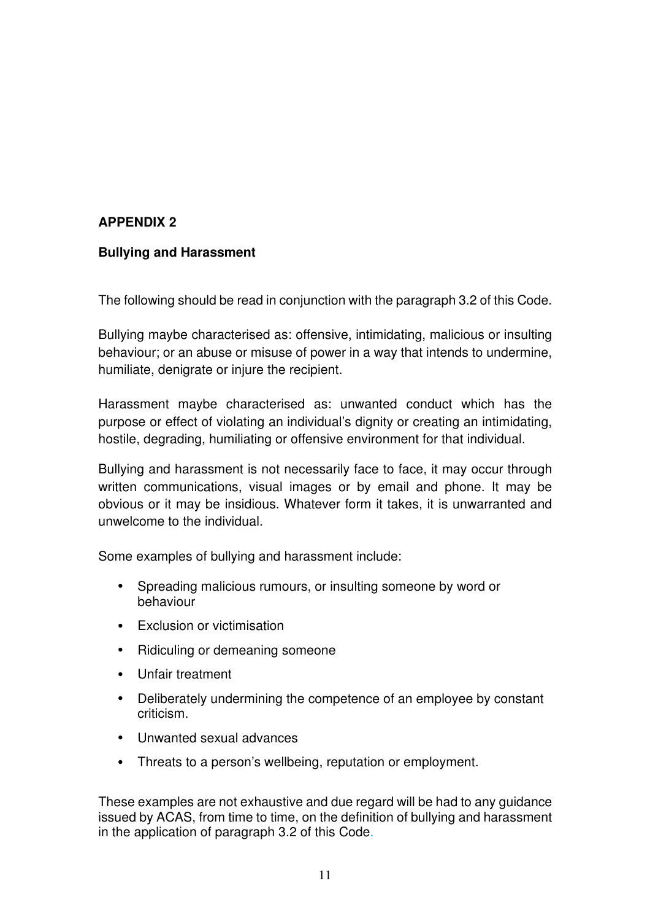## APPENDIX 2

### Bullying and Harassment

The following should be read in conjunction with the paragraph 3.2 of this Code.

Bullying maybe characterised as: offensive, intimidating, malicious or insulting behaviour; or an abuse or misuse of power in a way that intends to undermine, humiliate, denigrate or injure the recipient.

Harassment maybe characterised as: unwanted conduct which has the purpose or effect of violating an individual's dignity or creating an intimidating, hostile, degrading, humiliating or offensive environment for that individual.

Bullying and harassment is not necessarily face to face, it may occur through written communications, visual images or by email and phone. It may be obvious or it may be insidious. Whatever form it takes, it is unwarranted and unwelcome to the individual.

Some examples of bullying and harassment include:

- Spreading malicious rumours, or insulting someone by word or behaviour
- Exclusion or victimisation
- Ridiculing or demeaning someone
- Unfair treatment
- Deliberately undermining the competence of an employee by constant criticism.
- Unwanted sexual advances
- Threats to a person's wellbeing, reputation or employment.

These examples are not exhaustive and due regard will be had to any guidance issued by ACAS, from time to time, on the definition of bullying and harassment in the application of paragraph 3.2 of this Code.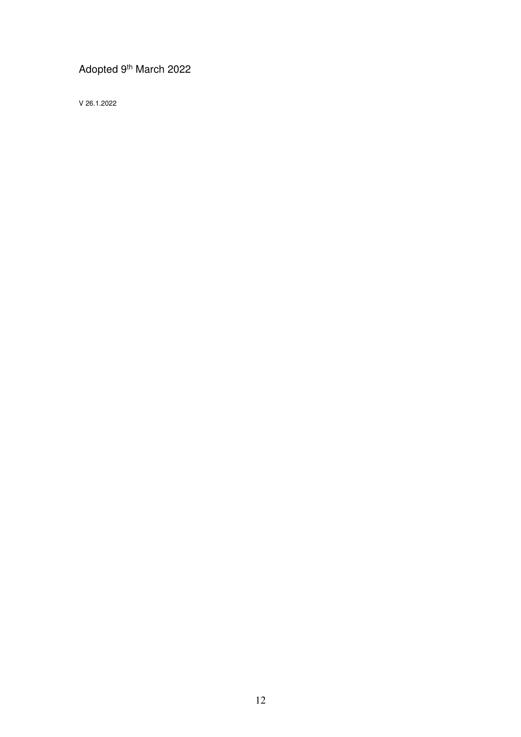Adopted 9th March 2022

V 26.1.2022